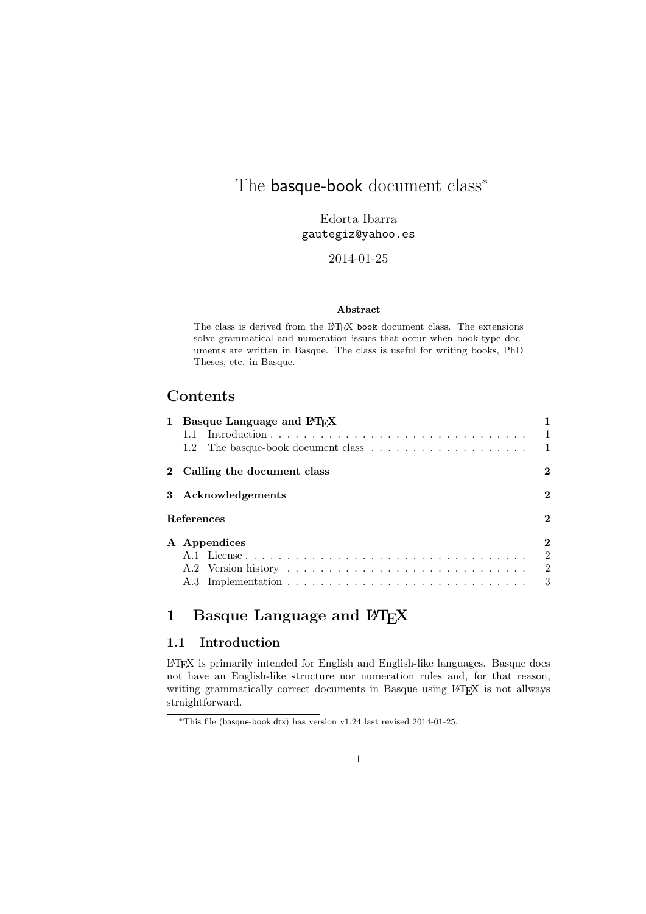# The basque-book document class*

Edorta Ibarra
gautegiz@yahoo.es

2014-01-25

**Abstract**

The class is derived from the LaTeX book document class. The extensions solve grammatical and numeration issues that occur when book-type documents are written in Basque. The class is useful for writing books, PhD Theses, etc. in Basque.

## Contents

| | |
|---|---|
| **1 Basque Language and LaTeX** | **1** |
| 1.1 Introduction | 1 |
| 1.2 The basque-book document class | 1 |
| **2 Calling the document class** | **2** |
| **3 Acknowledgements** | **2** |
| **References** | **2** |
| **A Appendices** | **2** |
| A.1 License | 2 |
| A.2 Version history | 2 |
| A.3 Implementation | 3 |

# 1 Basque Language and LaTeX

## 1.1 Introduction

LaTeX is primarily intended for English and English-like languages. Basque does not have an English-like structure nor numeration rules and, for that reason, writing grammatically correct documents in Basque using LaTeX is not allways straightforward.

*This file (basque-book.dtx) has version v1.24 last revised 2014-01-25.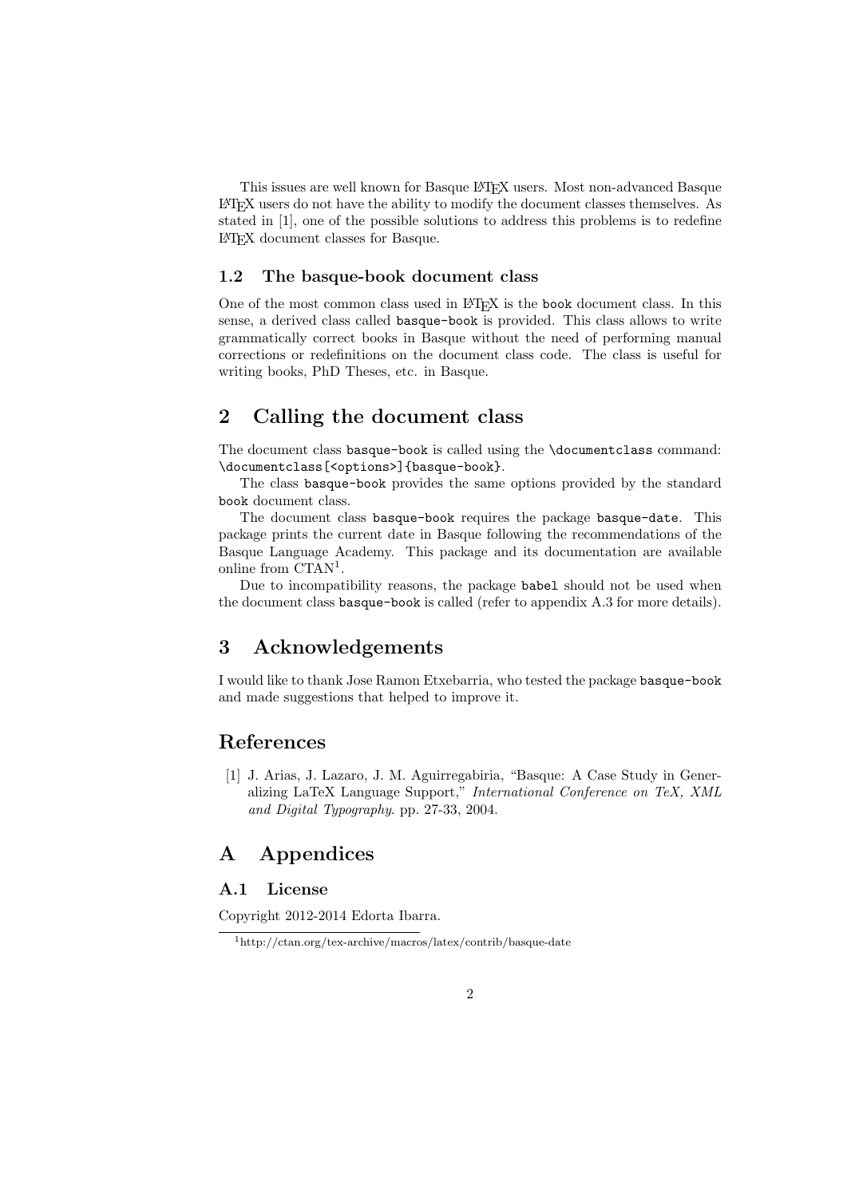This issues are well known for Basque LaTeX users. Most non-advanced Basque LaTeX users do not have the ability to modify the document classes themselves. As stated in [1], one of the possible solutions to address this problems is to redefine LaTeX document classes for Basque.

### 1.2 The basque-book document class

One of the most common class used in LaTeX is the `book` document class. In this sense, a derived class called `basque-book` is provided. This class allows to write grammatically correct books in Basque without the need of performing manual corrections or redefinitions on the document class code. The class is useful for writing books, PhD Theses, etc. in Basque.

## 2 Calling the document class

The document class `basque-book` is called using the `\documentclass` command: `\documentclass[<options>]{basque-book}`.

The class `basque-book` provides the same options provided by the standard `book` document class.

The document class `basque-book` requires the package `basque-date`. This package prints the current date in Basque following the recommendations of the Basque Language Academy. This package and its documentation are available online from CTAN[1].

Due to incompatibility reasons, the package `babel` should not be used when the document class `basque-book` is called (refer to appendix A.3 for more details).

## 3 Acknowledgements

I would like to thank Jose Ramon Etxebarria, who tested the package `basque-book` and made suggestions that helped to improve it.

## References

[1] J. Arias, J. Lazaro, J. M. Aguirregabiria, "Basque: A Case Study in Generalizing LaTeX Language Support," *International Conference on TeX, XML and Digital Typography*. pp. 27-33, 2004.

## A Appendices

### A.1 License

Copyright 2012-2014 Edorta Ibarra.

[1] http://ctan.org/tex-archive/macros/latex/contrib/basque-date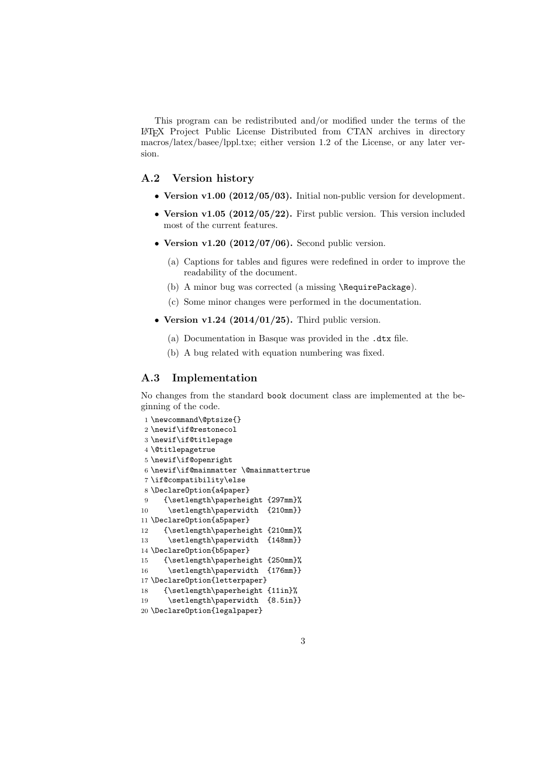This program can be redistributed and/or modified under the terms of the LaTeX Project Public License Distributed from CTAN archives in directory macros/latex/basee/lppl.txe; either version 1.2 of the License, or any later version.

## A.2 Version history

- **Version v1.00 (2012/05/03).** Initial non-public version for development.
- **Version v1.05 (2012/05/22).** First public version. This version included most of the current features.
- **Version v1.20 (2012/07/06).** Second public version.
  (a) Captions for tables and figures were redefined in order to improve the readability of the document.
  (b) A minor bug was corrected (a missing `\RequirePackage`).
  (c) Some minor changes were performed in the documentation.
- **Version v1.24 (2014/01/25).** Third public version.
  (a) Documentation in Basque was provided in the `.dtx` file.
  (b) A bug related with equation numbering was fixed.

## A.3 Implementation

No changes from the standard `book` document class are implemented at the beginning of the code.

```
1 \newcommand\@ptsize{}
2 \newif\if@restonecol
3 \newif\if@titlepage
4 \@titlepagetrue
5 \newif\if@openright
6 \newif\if@mainmatter \@mainmattertrue
7 \if@compatibility\else
8 \DeclareOption{a4paper}
9    {\setlength\paperheight {297mm}%
10     \setlength\paperwidth  {210mm}}
11 \DeclareOption{a5paper}
12    {\setlength\paperheight {210mm}%
13     \setlength\paperwidth  {148mm}}
14 \DeclareOption{b5paper}
15    {\setlength\paperheight {250mm}%
16     \setlength\paperwidth  {176mm}}
17 \DeclareOption{letterpaper}
18    {\setlength\paperheight {11in}%
19     \setlength\paperwidth  {8.5in}}
20 \DeclareOption{legalpaper}
```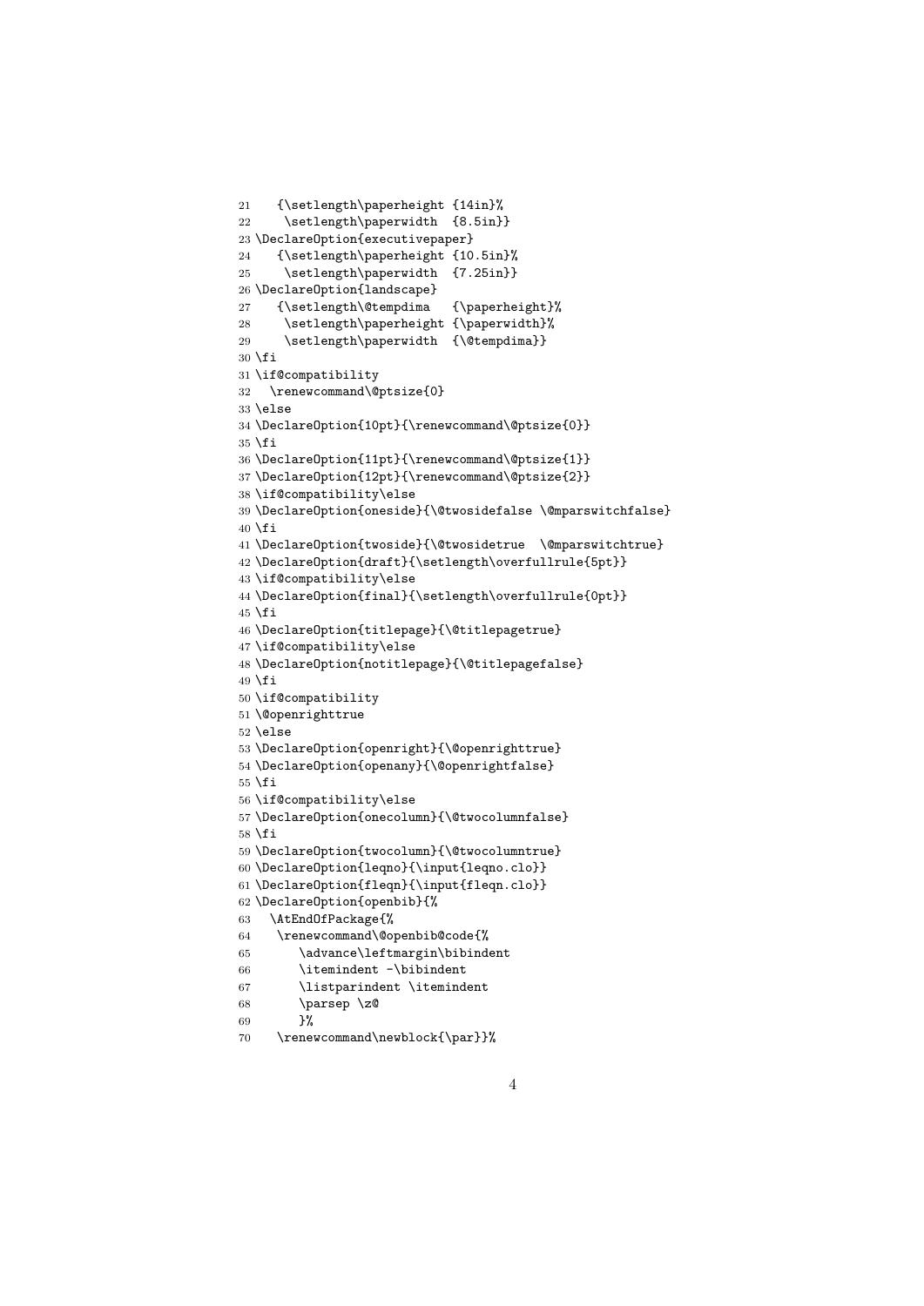```
21    {\setlength\paperheight {14in}%
22     \setlength\paperwidth  {8.5in}}
23 \DeclareOption{executivepaper}
24    {\setlength\paperheight {10.5in}%
25     \setlength\paperwidth  {7.25in}}
26 \DeclareOption{landscape}
27    {\setlength\@tempdima   {\paperheight}%
28     \setlength\paperheight {\paperwidth}%
29     \setlength\paperwidth  {\@tempdima}}
30 \fi
31 \if@compatibility
32   \renewcommand\@ptsize{0}
33 \else
34 \DeclareOption{10pt}{\renewcommand\@ptsize{0}}
35 \fi
36 \DeclareOption{11pt}{\renewcommand\@ptsize{1}}
37 \DeclareOption{12pt}{\renewcommand\@ptsize{2}}
38 \if@compatibility\else
39 \DeclareOption{oneside}{\@twosidefalse \@mparswitchfalse}
40 \fi
41 \DeclareOption{twoside}{\@twosidetrue  \@mparswitchtrue}
42 \DeclareOption{draft}{\setlength\overfullrule{5pt}}
43 \if@compatibility\else
44 \DeclareOption{final}{\setlength\overfullrule{0pt}}
45 \fi
46 \DeclareOption{titlepage}{\@titlepagetrue}
47 \if@compatibility\else
48 \DeclareOption{notitlepage}{\@titlepagefalse}
49 \fi
50 \if@compatibility
51 \@openrighttrue
52 \else
53 \DeclareOption{openright}{\@openrighttrue}
54 \DeclareOption{openany}{\@openrightfalse}
55 \fi
56 \if@compatibility\else
57 \DeclareOption{onecolumn}{\@twocolumnfalse}
58 \fi
59 \DeclareOption{twocolumn}{\@twocolumntrue}
60 \DeclareOption{leqno}{\input{leqno.clo}}
61 \DeclareOption{fleqn}{\input{fleqn.clo}}
62 \DeclareOption{openbib}{%
63   \AtEndOfPackage{%
64    \renewcommand\@openbib@code{%
65       \advance\leftmargin\bibindent
66       \itemindent -\bibindent
67       \listparindent \itemindent
68       \parsep \z@
69       }%
70    \renewcommand\newblock{\par}}%
```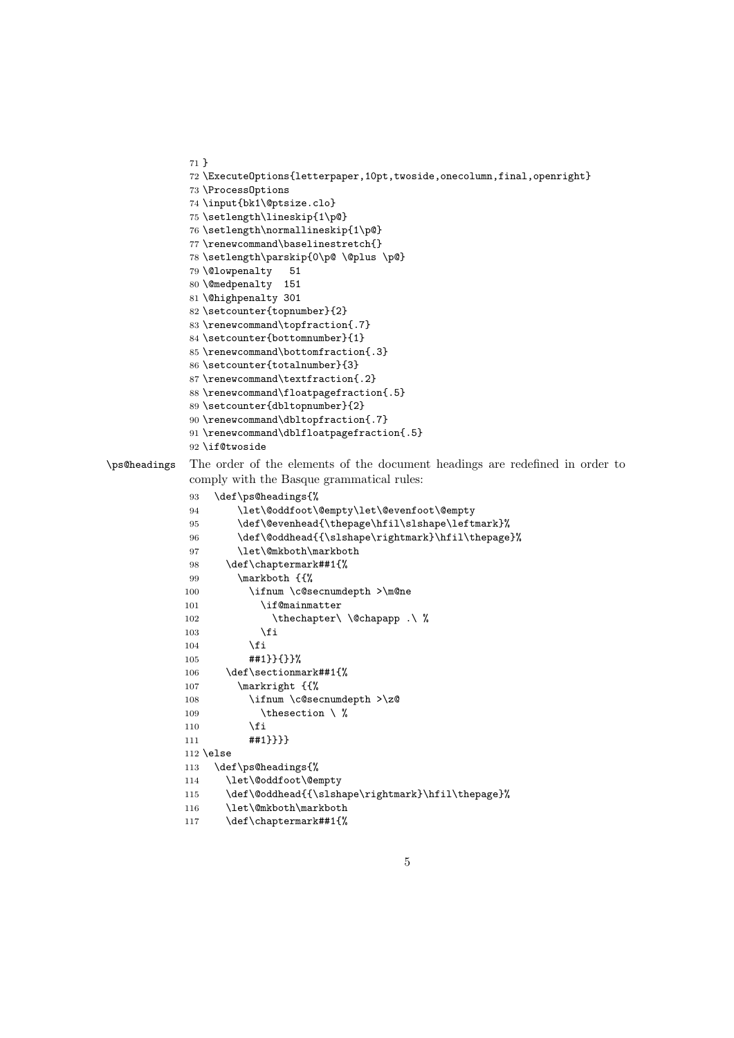```
71 }
72 \ExecuteOptions{letterpaper,10pt,twoside,onecolumn,final,openright}
73 \ProcessOptions
74 \input{bk1\@ptsize.clo}
75 \setlength\lineskip{1\p@}
76 \setlength\normallineskip{1\p@}
77 \renewcommand\baselinestretch{}
78 \setlength\parskip{0\p@ \@plus \p@}
79 \@lowpenalty   51
80 \@medpenalty  151
81 \@highpenalty 301
82 \setcounter{topnumber}{2}
83 \renewcommand\topfraction{.7}
84 \setcounter{bottomnumber}{1}
85 \renewcommand\bottomfraction{.3}
86 \setcounter{totalnumber}{3}
87 \renewcommand\textfraction{.2}
88 \renewcommand\floatpagefraction{.5}
89 \setcounter{dbltopnumber}{2}
90 \renewcommand\dbltopfraction{.7}
91 \renewcommand\dblfloatpagefraction{.5}
92 \if@twoside
```

\ps@headings The order of the elements of the document headings are redefined in order to comply with the Basque grammatical rules:

```
93   \def\ps@headings{%
94       \let\@oddfoot\@empty\let\@evenfoot\@empty
95       \def\@evenhead{\thepage\hfil\slshape\leftmark}%
96       \def\@oddhead{{\slshape\rightmark}\hfil\thepage}%
97       \let\@mkboth\markboth
98     \def\chaptermark##1{%
99       \markboth {{%
100        \ifnum \c@secnumdepth >\m@ne
101          \if@mainmatter
102            \thechapter\ \@chapapp .\ %
103          \fi
104        \fi
105        ##1}}{}}%
106    \def\sectionmark##1{%
107      \markright {{%
108        \ifnum \c@secnumdepth >\z@
109          \thesection \ %
110        \fi
111        ##1}}}}
112 \else
113   \def\ps@headings{%
114     \let\@oddfoot\@empty
115     \def\@oddhead{{\slshape\rightmark}\hfil\thepage}%
116     \let\@mkboth\markboth
117     \def\chaptermark##1{%
```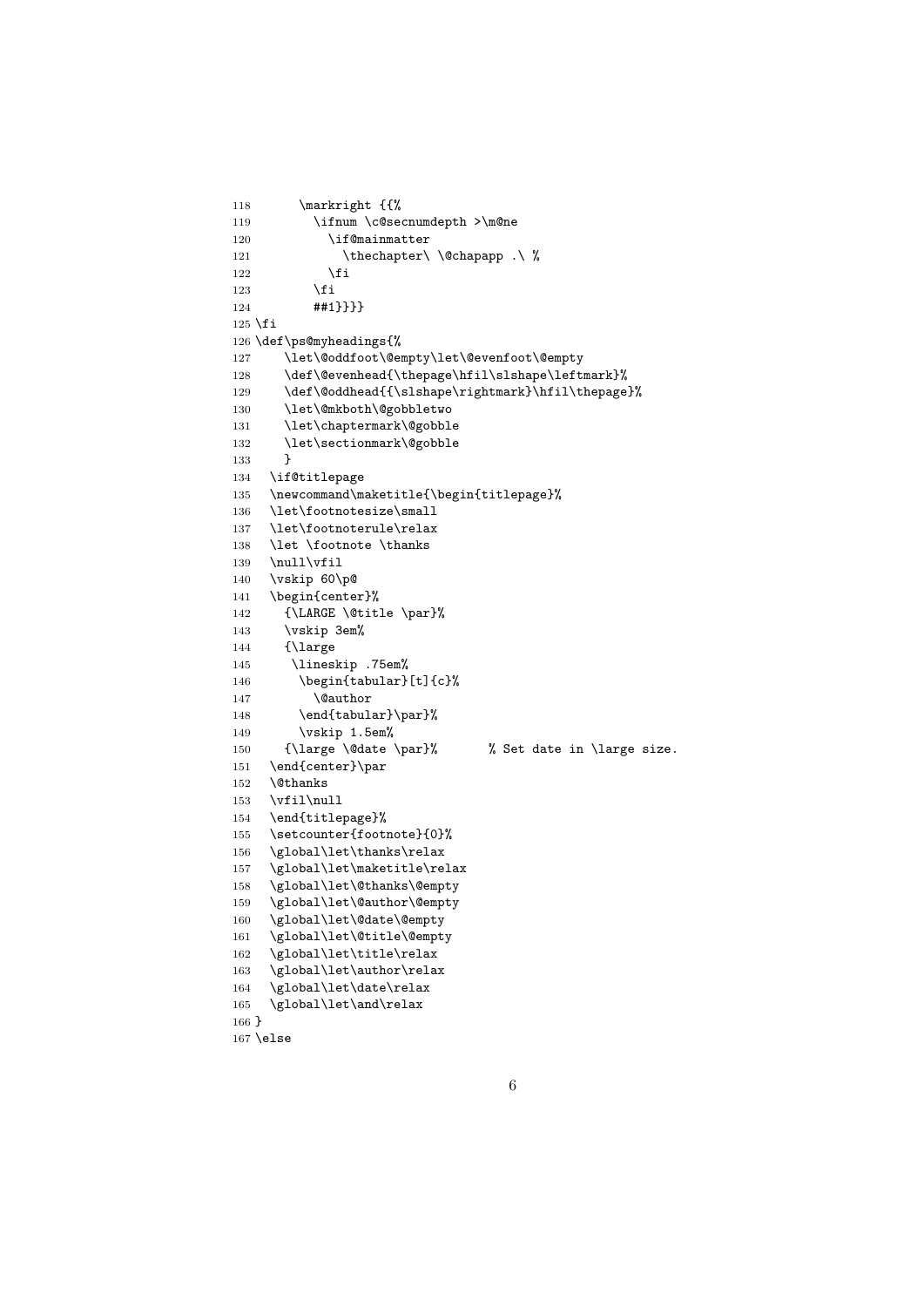```
118       \markright {{%
119         \ifnum \c@secnumdepth >\m@ne
120           \if@mainmatter
121             \thechapter\ \@chapapp .\ %
122           \fi
123         \fi
124         ##1}}}}
125 \fi
126 \def\ps@myheadings{%
127     \let\@oddfoot\@empty\let\@evenfoot\@empty
128     \def\@evenhead{\thepage\hfil\slshape\leftmark}%
129     \def\@oddhead{{\slshape\rightmark}\hfil\thepage}%
130     \let\@mkboth\@gobbletwo
131     \let\chaptermark\@gobble
132     \let\sectionmark\@gobble
133     }
134   \if@titlepage
135   \newcommand\maketitle{\begin{titlepage}%
136   \let\footnotesize\small
137   \let\footnoterule\relax
138   \let \footnote \thanks
139   \null\vfil
140   \vskip 60\p@
141   \begin{center}%
142     {\LARGE \@title \par}%
143     \vskip 3em%
144     {\large
145      \lineskip .75em%
146       \begin{tabular}[t]{c}%
147         \@author
148       \end{tabular}\par}%
149       \vskip 1.5em%
150     {\large \@date \par}%       % Set date in \large size.
151   \end{center}\par
152   \@thanks
153   \vfil\null
154   \end{titlepage}%
155   \setcounter{footnote}{0}%
156   \global\let\thanks\relax
157   \global\let\maketitle\relax
158   \global\let\@thanks\@empty
159   \global\let\@author\@empty
160   \global\let\@date\@empty
161   \global\let\@title\@empty
162   \global\let\title\relax
163   \global\let\author\relax
164   \global\let\date\relax
165   \global\let\and\relax
166 }
167 \else
```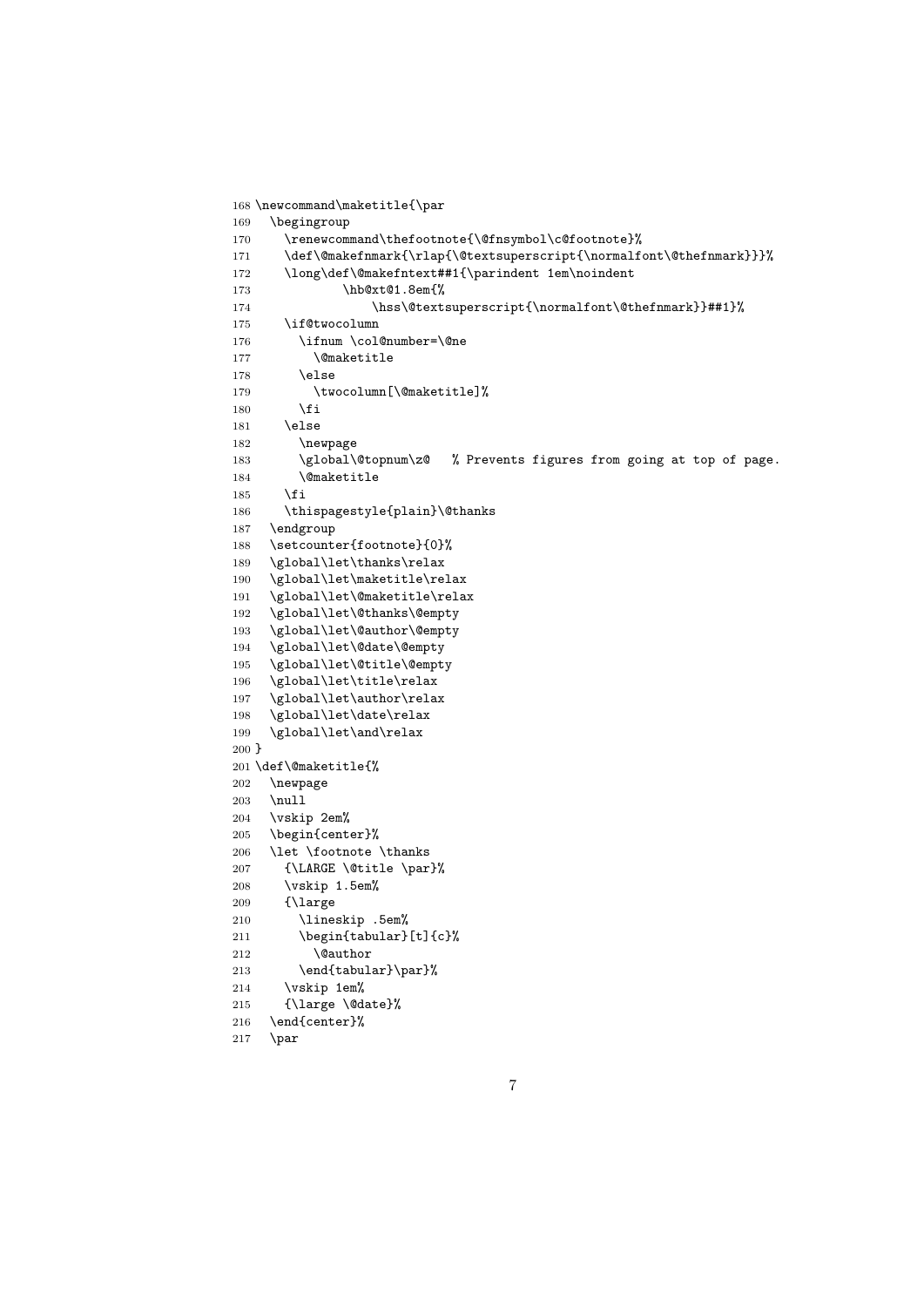```
168 \newcommand\maketitle{\par
169   \begingroup
170     \renewcommand\thefootnote{\@fnsymbol\c@footnote}%
171     \def\@makefnmark{\rlap{\@textsuperscript{\normalfont\@thefnmark}}}%
172     \long\def\@makefntext##1{\parindent 1em\noindent
173             \hb@xt@1.8em{%
174                 \hss\@textsuperscript{\normalfont\@thefnmark}}##1}%
175     \if@twocolumn
176       \ifnum \col@number=\@ne
177         \@maketitle
178       \else
179         \twocolumn[\@maketitle]%
180       \fi
181     \else
182       \newpage
183       \global\@topnum\z@   % Prevents figures from going at top of page.
184       \@maketitle
185     \fi
186     \thispagestyle{plain}\@thanks
187   \endgroup
188   \setcounter{footnote}{0}%
189   \global\let\thanks\relax
190   \global\let\maketitle\relax
191   \global\let\@maketitle\relax
192   \global\let\@thanks\@empty
193   \global\let\@author\@empty
194   \global\let\@date\@empty
195   \global\let\@title\@empty
196   \global\let\title\relax
197   \global\let\author\relax
198   \global\let\date\relax
199   \global\let\and\relax
200 }
201 \def\@maketitle{%
202   \newpage
203   \null
204   \vskip 2em%
205   \begin{center}%
206   \let \footnote \thanks
207     {\LARGE \@title \par}%
208     \vskip 1.5em%
209     {\large
210       \lineskip .5em%
211       \begin{tabular}[t]{c}%
212         \@author
213       \end{tabular}\par}%
214     \vskip 1em%
215     {\large \@date}%
216   \end{center}%
217   \par
```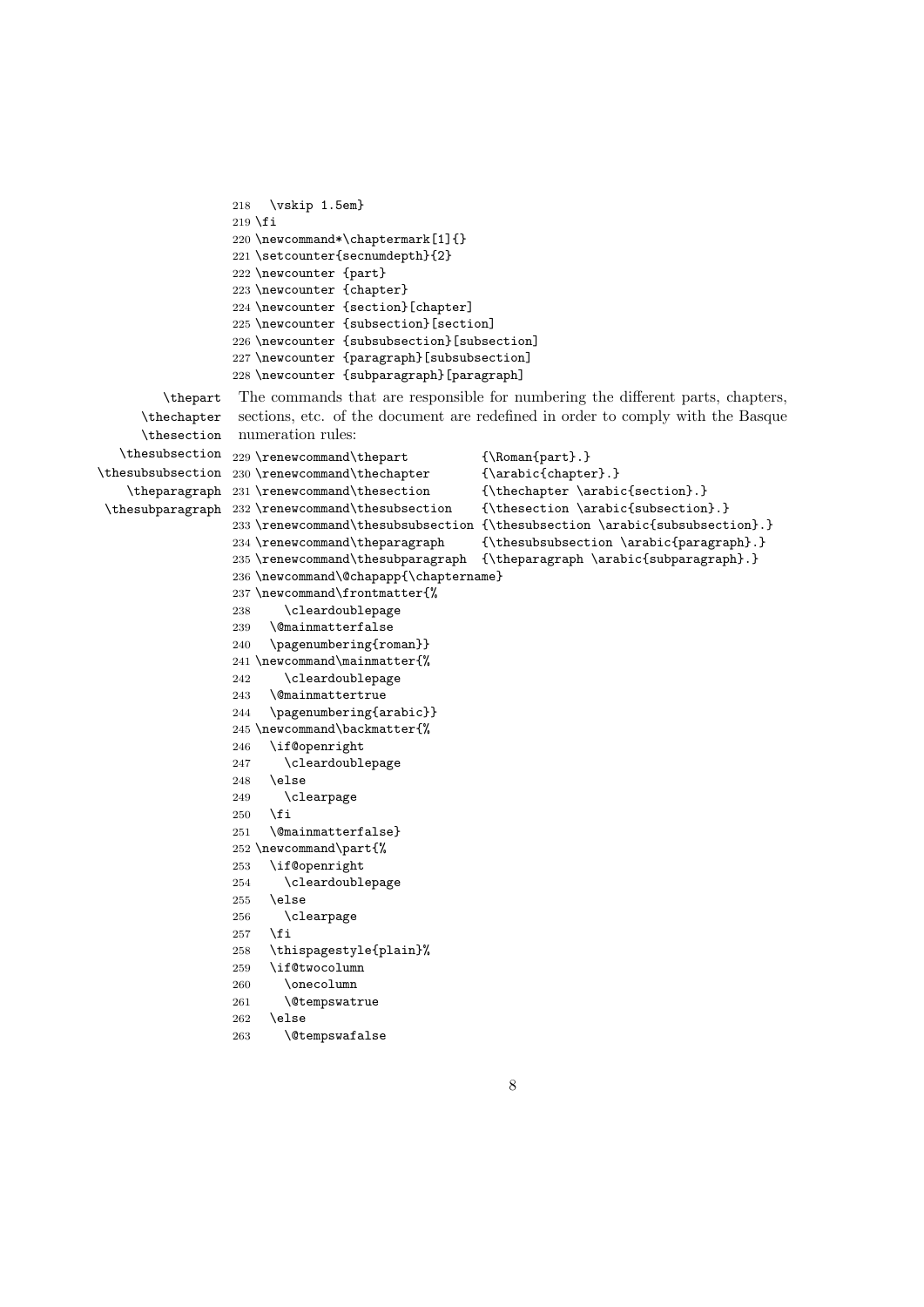```
218   \vskip 1.5em}
219 \fi
220 \newcommand*\chaptermark[1]{}
221 \setcounter{secnumdepth}{2}
222 \newcounter {part}
223 \newcounter {chapter}
224 \newcounter {section}[chapter]
225 \newcounter {subsection}[section]
226 \newcounter {subsubsection}[subsection]
227 \newcounter {paragraph}[subsubsection]
228 \newcounter {subparagraph}[paragraph]
```

\thepart \thechapter \thesection \thesubsection \thesubsubsection \theparagraph \thesubparagraph

The commands that are responsible for numbering the different parts, chapters, sections, etc. of the document are redefined in order to comply with the Basque numeration rules:

```
229 \renewcommand\thepart          {\Roman{part}.}
230 \renewcommand\thechapter       {\arabic{chapter}.}
231 \renewcommand\thesection       {\thechapter \arabic{section}.}
232 \renewcommand\thesubsection    {\thesection \arabic{subsection}.}
233 \renewcommand\thesubsubsection {\thesubsection \arabic{subsubsection}.}
234 \renewcommand\theparagraph     {\thesubsubsection \arabic{paragraph}.}
235 \renewcommand\thesubparagraph  {\theparagraph \arabic{subparagraph}.}
236 \newcommand\@chapapp{\chaptername}
237 \newcommand\frontmatter{%
238     \cleardoublepage
239   \@mainmatterfalse
240   \pagenumbering{roman}}
241 \newcommand\mainmatter{%
242     \cleardoublepage
243   \@mainmattertrue
244   \pagenumbering{arabic}}
245 \newcommand\backmatter{%
246   \if@openright
247     \cleardoublepage
248   \else
249     \clearpage
250   \fi
251   \@mainmatterfalse}
252 \newcommand\part{%
253   \if@openright
254     \cleardoublepage
255   \else
256     \clearpage
257   \fi
258   \thispagestyle{plain}%
259   \if@twocolumn
260     \onecolumn
261     \@tempswatrue
262   \else
263     \@tempswafalse
```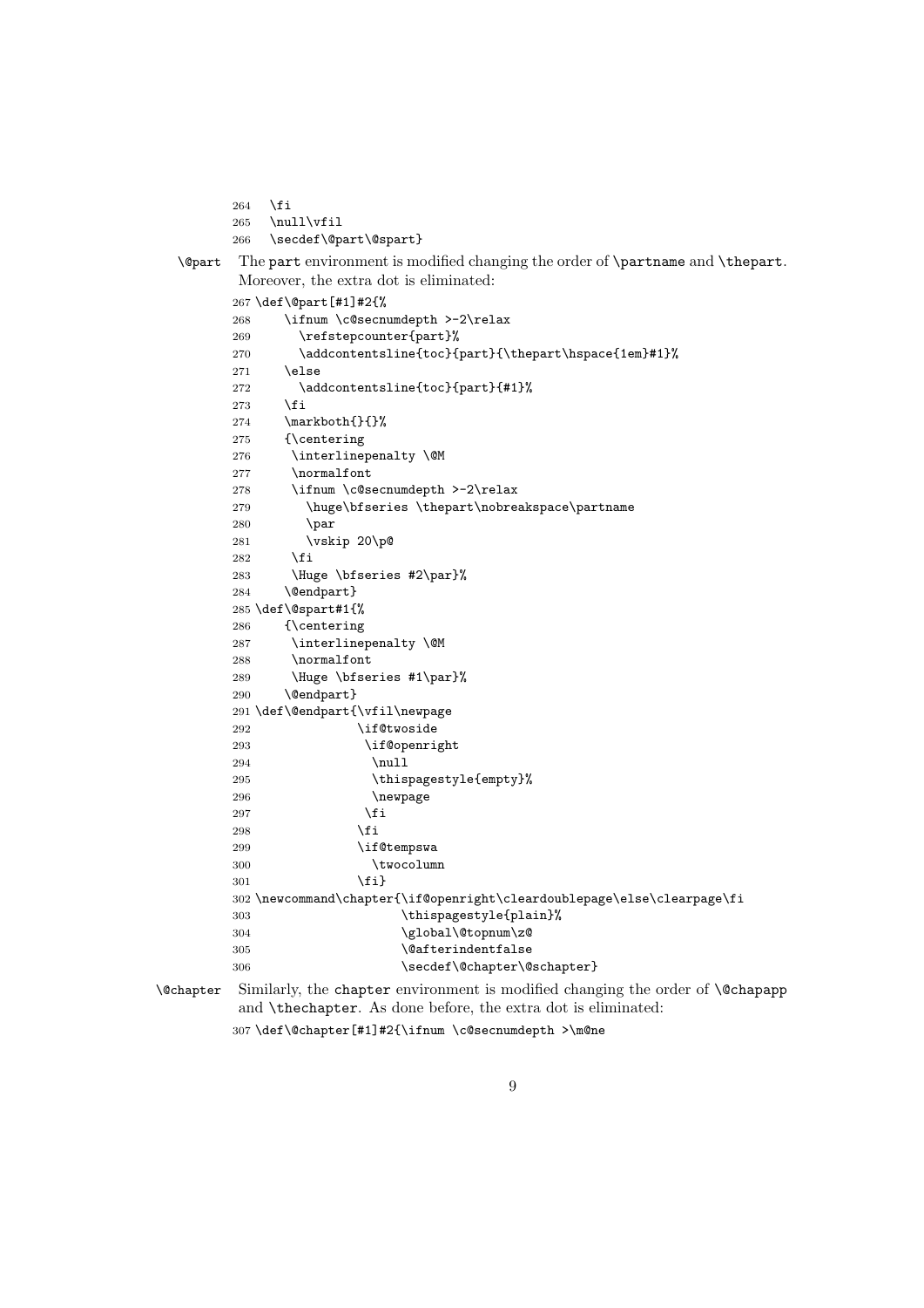```
264   \fi
265   \null\vfil
266   \secdef\@part\@spart}
```

`\@part` The `part` environment is modified changing the order of `\partname` and `\thepart`. Moreover, the extra dot is eliminated:

```
267 \def\@part[#1]#2{%
268     \ifnum \c@secnumdepth >-2\relax
269       \refstepcounter{part}%
270       \addcontentsline{toc}{part}{\thepart\hspace{1em}#1}%
271     \else
272       \addcontentsline{toc}{part}{#1}%
273     \fi
274     \markboth{}{}%
275     {\centering
276      \interlinepenalty \@M
277      \normalfont
278      \ifnum \c@secnumdepth >-2\relax
279        \huge\bfseries \thepart\nobreakspace\partname
280        \par
281        \vskip 20\p@
282      \fi
283      \Huge \bfseries #2\par}%
284     \@endpart}
285 \def\@spart#1{%
286     {\centering
287      \interlinepenalty \@M
288      \normalfont
289      \Huge \bfseries #1\par}%
290     \@endpart}
291 \def\@endpart{\vfil\newpage
292               \if@twoside
293                \if@openright
294                 \null
295                 \thispagestyle{empty}%
296                 \newpage
297                \fi
298               \fi
299               \if@tempswa
300                 \twocolumn
301               \fi}
302 \newcommand\chapter{\if@openright\cleardoublepage\else\clearpage\fi
303                     \thispagestyle{plain}%
304                     \global\@topnum\z@
305                     \@afterindentfalse
306                     \secdef\@chapter\@schapter}
```

`\@chapter` Similarly, the `chapter` environment is modified changing the order of `\@chapapp` and `\thechapter`. As done before, the extra dot is eliminated:

```
307 \def\@chapter[#1]#2{\ifnum \c@secnumdepth >\m@ne
```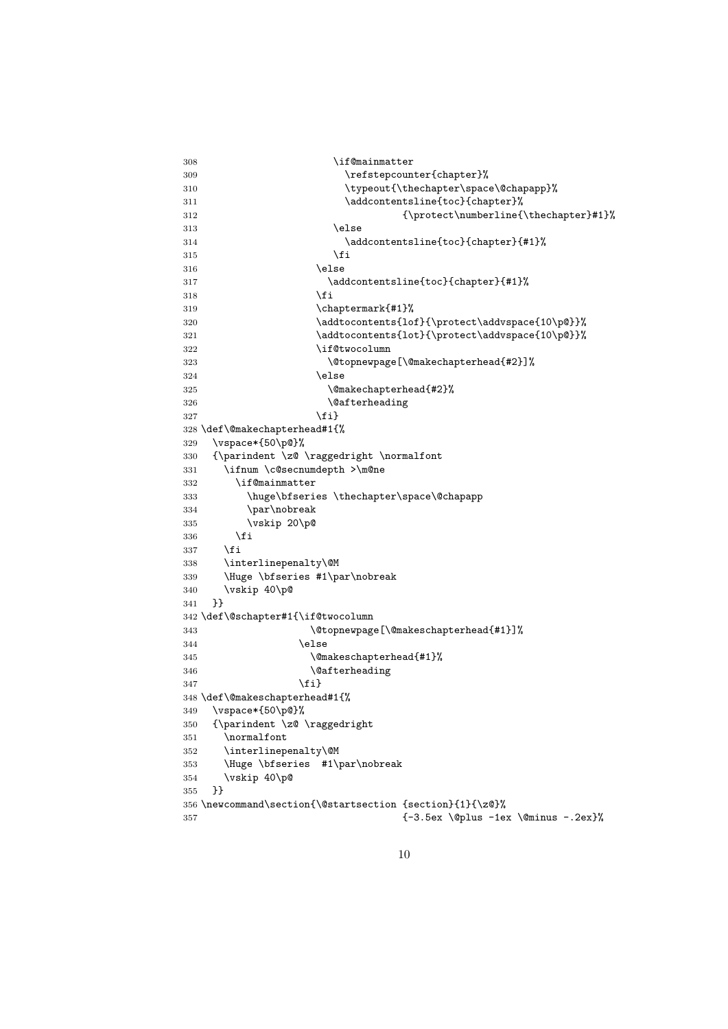```
308                        \if@mainmatter
309                          \refstepcounter{chapter}%
310                          \typeout{\thechapter\space\@chapapp}%
311                          \addcontentsline{toc}{chapter}%
312                                    {\protect\numberline{\thechapter}#1}%
313                        \else
314                          \addcontentsline{toc}{chapter}{#1}%
315                        \fi
316                     \else
317                       \addcontentsline{toc}{chapter}{#1}%
318                     \fi
319                     \chaptermark{#1}%
320                     \addtocontents{lof}{\protect\addvspace{10\p@}}%
321                     \addtocontents{lot}{\protect\addvspace{10\p@}}%
322                     \if@twocolumn
323                       \@topnewpage[\@makechapterhead{#2}]%
324                     \else
325                       \@makechapterhead{#2}%
326                       \@afterheading
327                     \fi}
328 \def\@makechapterhead#1{%
329   \vspace*{50\p@}%
330   {\parindent \z@ \raggedright \normalfont
331     \ifnum \c@secnumdepth >\m@ne
332       \if@mainmatter
333         \huge\bfseries \thechapter\space\@chapapp
334         \par\nobreak
335         \vskip 20\p@
336       \fi
337     \fi
338     \interlinepenalty\@M
339     \Huge \bfseries #1\par\nobreak
340     \vskip 40\p@
341   }}
342 \def\@schapter#1{\if@twocolumn
343                    \@topnewpage[\@makeschapterhead{#1}]%
344                  \else
345                    \@makeschapterhead{#1}%
346                    \@afterheading
347                  \fi}
348 \def\@makeschapterhead#1{%
349   \vspace*{50\p@}%
350   {\parindent \z@ \raggedright
351     \normalfont
352     \interlinepenalty\@M
353     \Huge \bfseries  #1\par\nobreak
354     \vskip 40\p@
355   }}
356 \newcommand\section{\@startsection {section}{1}{\z@}%
357                                    {-3.5ex \@plus -1ex \@minus -.2ex}%
```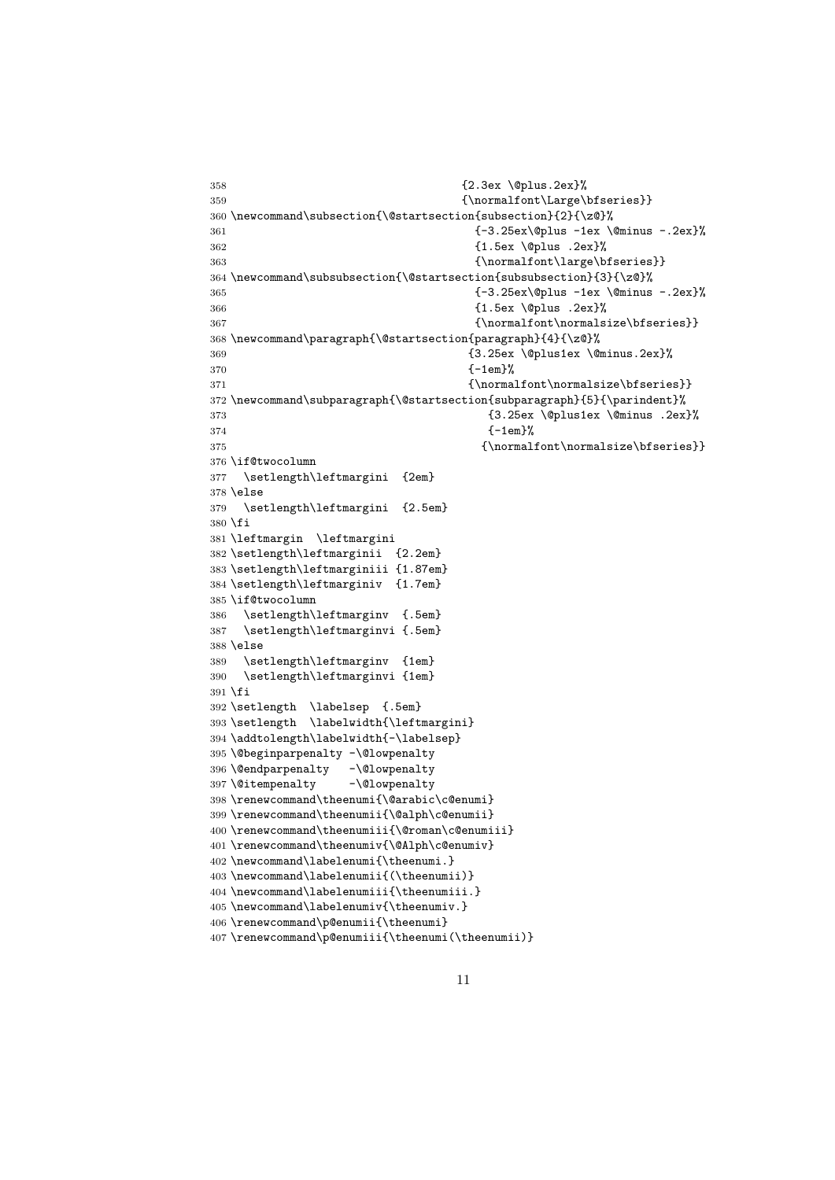```
358                                    {2.3ex \@plus.2ex}%
359                                    {\normalfont\Large\bfseries}}
360 \newcommand\subsection{\@startsection{subsection}{2}{\z@}%
361                                      {-3.25ex\@plus -1ex \@minus -.2ex}%
362                                      {1.5ex \@plus .2ex}%
363                                      {\normalfont\large\bfseries}}
364 \newcommand\subsubsection{\@startsection{subsubsection}{3}{\z@}%
365                                      {-3.25ex\@plus -1ex \@minus -.2ex}%
366                                      {1.5ex \@plus .2ex}%
367                                      {\normalfont\normalsize\bfseries}}
368 \newcommand\paragraph{\@startsection{paragraph}{4}{\z@}%
369                                     {3.25ex \@plus1ex \@minus.2ex}%
370                                     {-1em}%
371                                     {\normalfont\normalsize\bfseries}}
372 \newcommand\subparagraph{\@startsection{subparagraph}{5}{\parindent}%
373                                        {3.25ex \@plus1ex \@minus .2ex}%
374                                        {-1em}%
375                                       {\normalfont\normalsize\bfseries}}
376 \if@twocolumn
377   \setlength\leftmargini  {2em}
378 \else
379   \setlength\leftmargini  {2.5em}
380 \fi
381 \leftmargin  \leftmargini
382 \setlength\leftmarginii  {2.2em}
383 \setlength\leftmarginiii {1.87em}
384 \setlength\leftmarginiv  {1.7em}
385 \if@twocolumn
386   \setlength\leftmarginv  {.5em}
387   \setlength\leftmarginvi {.5em}
388 \else
389   \setlength\leftmarginv  {1em}
390   \setlength\leftmarginvi {1em}
391 \fi
392 \setlength  \labelsep  {.5em}
393 \setlength  \labelwidth{\leftmargini}
394 \addtolength\labelwidth{-\labelsep}
395 \@beginparpenalty -\@lowpenalty
396 \@endparpenalty   -\@lowpenalty
397 \@itempenalty     -\@lowpenalty
398 \renewcommand\theenumi{\@arabic\c@enumi}
399 \renewcommand\theenumii{\@alph\c@enumii}
400 \renewcommand\theenumiii{\@roman\c@enumiii}
401 \renewcommand\theenumiv{\@Alph\c@enumiv}
402 \newcommand\labelenumi{\theenumi.}
403 \newcommand\labelenumii{(\theenumii)}
404 \newcommand\labelenumiii{\theenumiii.}
405 \newcommand\labelenumiv{\theenumiv.}
406 \renewcommand\p@enumii{\theenumi}
407 \renewcommand\p@enumiii{\theenumi(\theenumii)}
```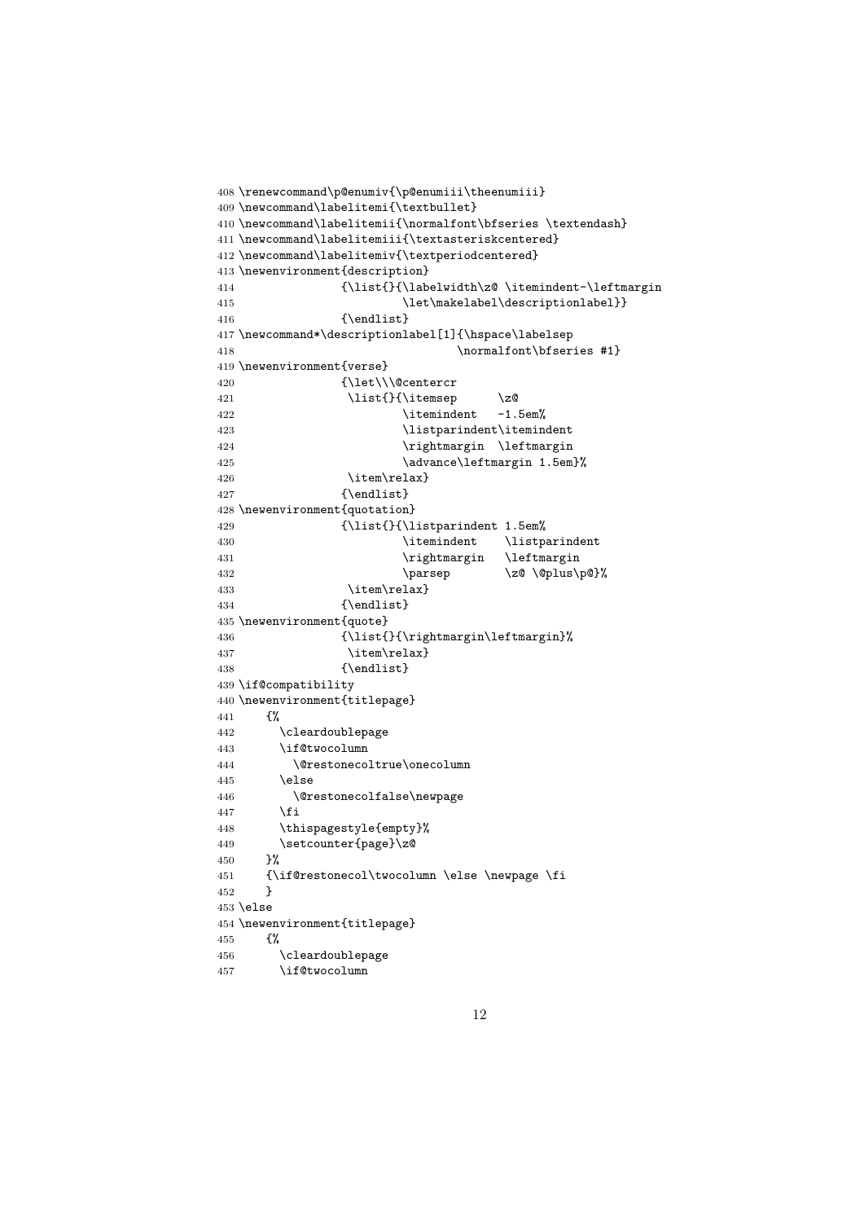```
408 \renewcommand\p@enumiv{\p@enumiii\theenumiii}
409 \newcommand\labelitemi{\textbullet}
410 \newcommand\labelitemii{\normalfont\bfseries \textendash}
411 \newcommand\labelitemiii{\textasteriskcentered}
412 \newcommand\labelitemiv{\textperiodcentered}
413 \newenvironment{description}
414               {\list{}{\labelwidth\z@ \itemindent-\leftmargin
415                        \let\makelabel\descriptionlabel}}
416               {\endlist}
417 \newcommand*\descriptionlabel[1]{\hspace\labelsep
418                                 \normalfont\bfseries #1}
419 \newenvironment{verse}
420               {\let\\\@centercr
421                \list{}{\itemsep      \z@
422                        \itemindent   -1.5em%
423                        \listparindent\itemindent
424                        \rightmargin  \leftmargin
425                        \advance\leftmargin 1.5em}%
426                \item\relax}
427               {\endlist}
428 \newenvironment{quotation}
429               {\list{}{\listparindent 1.5em%
430                        \itemindent    \listparindent
431                        \rightmargin   \leftmargin
432                        \parsep        \z@ \@plus\p@}%
433                \item\relax}
434               {\endlist}
435 \newenvironment{quote}
436               {\list{}{\rightmargin\leftmargin}%
437                \item\relax}
438               {\endlist}
439 \if@compatibility
440 \newenvironment{titlepage}
441     {%
442       \cleardoublepage
443       \if@twocolumn
444         \@restonecoltrue\onecolumn
445       \else
446         \@restonecolfalse\newpage
447       \fi
448       \thispagestyle{empty}%
449       \setcounter{page}\z@
450     }%
451     {\if@restonecol\twocolumn \else \newpage \fi
452     }
453 \else
454 \newenvironment{titlepage}
455     {%
456       \cleardoublepage
457       \if@twocolumn
```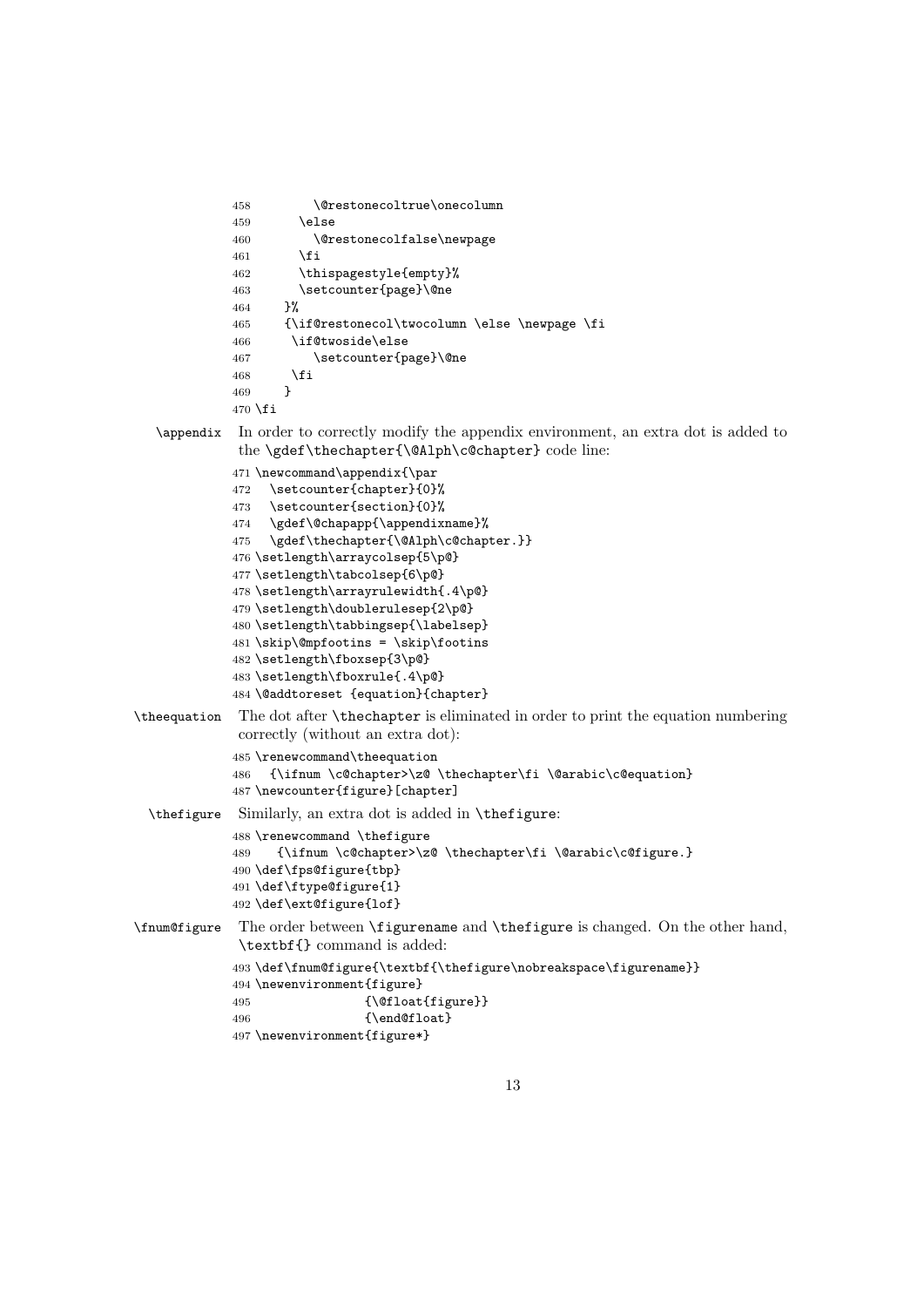```
458        \@restonecoltrue\onecolumn
459      \else
460        \@restonecolfalse\newpage
461      \fi
462      \thispagestyle{empty}%
463      \setcounter{page}\@ne
464    }%
465    {\if@restonecol\twocolumn \else \newpage \fi
466     \if@twoside\else
467        \setcounter{page}\@ne
468     \fi
469    }
470 \fi
```

**\appendix** In order to correctly modify the appendix environment, an extra dot is added to the `\gdef\thechapter{\@Alph\c@chapter}` code line:

```
471 \newcommand\appendix{\par
472   \setcounter{chapter}{0}%
473   \setcounter{section}{0}%
474   \gdef\@chapapp{\appendixname}%
475   \gdef\thechapter{\@Alph\c@chapter.}}
476 \setlength\arraycolsep{5\p@}
477 \setlength\tabcolsep{6\p@}
478 \setlength\arrayrulewidth{.4\p@}
479 \setlength\doublerulesep{2\p@}
480 \setlength\tabbingsep{\labelsep}
481 \skip\@mpfootins = \skip\footins
482 \setlength\fboxsep{3\p@}
483 \setlength\fboxrule{.4\p@}
484 \@addtoreset {equation}{chapter}
```

**\theequation** The dot after `\thechapter` is eliminated in order to print the equation numbering correctly (without an extra dot):

```
485 \renewcommand\theequation
486   {\ifnum \c@chapter>\z@ \thechapter\fi \@arabic\c@equation}
487 \newcounter{figure}[chapter]
```

**\thefigure** Similarly, an extra dot is added in `\thefigure`:

```
488 \renewcommand \thefigure
489    {\ifnum \c@chapter>\z@ \thechapter\fi \@arabic\c@figure.}
490 \def\fps@figure{tbp}
491 \def\ftype@figure{1}
492 \def\ext@figure{lof}
```

**\fnum@figure** The order between `\figurename` and `\thefigure` is changed. On the other hand, `\textbf{}` command is added:

```
493 \def\fnum@figure{\textbf{\thefigure\nobreakspace\figurename}}
494 \newenvironment{figure}
495                {\@float{figure}}
496                {\end@float}
497 \newenvironment{figure*}
```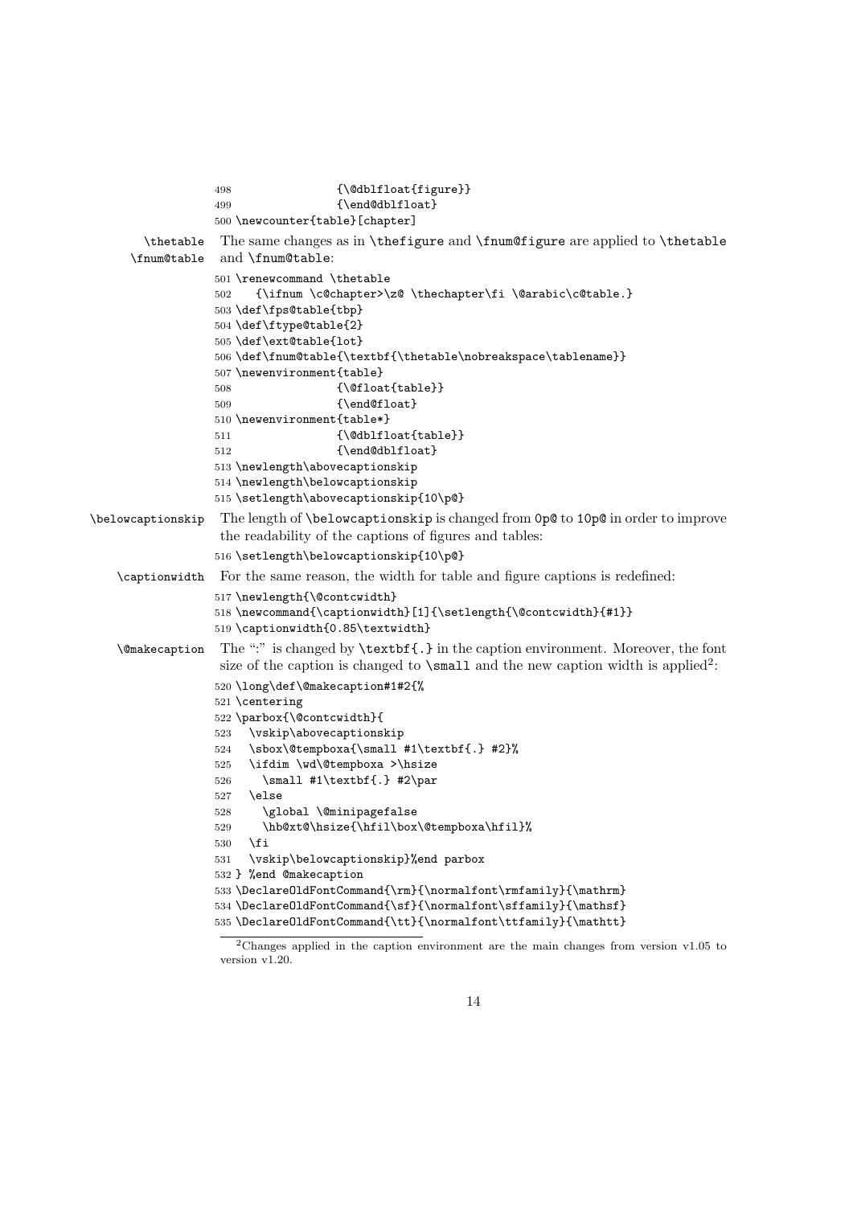```
498                {\@dblfloat{figure}}
499                {\end@dblfloat}
500 \newcounter{table}[chapter]
```

\thetable \fnum@table The same changes as in \thefigure and \fnum@figure are applied to \thetable and \fnum@table:

```
501 \renewcommand \thetable
502    {\ifnum \c@chapter>\z@ \thechapter\fi \@arabic\c@table.}
503 \def\fps@table{tbp}
504 \def\ftype@table{2}
505 \def\ext@table{lot}
506 \def\fnum@table{\textbf{\thetable\nobreakspace\tablename}}
507 \newenvironment{table}
508                {\@float{table}}
509                {\end@float}
510 \newenvironment{table*}
511                {\@dblfloat{table}}
512                {\end@dblfloat}
513 \newlength\abovecaptionskip
514 \newlength\belowcaptionskip
515 \setlength\abovecaptionskip{10\p@}
```

\belowcaptionskip The length of \belowcaptionskip is changed from 0p@ to 10p@ in order to improve the readability of the captions of figures and tables:

```
516 \setlength\belowcaptionskip{10\p@}
```

\captionwidth For the same reason, the width for table and figure captions is redefined:

```
517 \newlength{\@contcwidth}
518 \newcommand{\captionwidth}[1]{\setlength{\@contcwidth}{#1}}
519 \captionwidth{0.85\textwidth}
```

\@makecaption The ":" is changed by \textbf{.} in the caption environment. Moreover, the font size of the caption is changed to \small and the new caption width is applied[2]:

```
520 \long\def\@makecaption#1#2{%
521 \centering
522 \parbox{\@contcwidth}{
523   \vskip\abovecaptionskip
524   \sbox\@tempboxa{\small #1\textbf{.} #2}%
525   \ifdim \wd\@tempboxa >\hsize
526     \small #1\textbf{.} #2\par
527   \else
528     \global \@minipagefalse
529     \hb@xt@\hsize{\hfil\box\@tempboxa\hfil}%
530   \fi
531   \vskip\belowcaptionskip}%end parbox
532 } %end @makecaption
533 \DeclareOldFontCommand{\rm}{\normalfont\rmfamily}{\mathrm}
534 \DeclareOldFontCommand{\sf}{\normalfont\sffamily}{\mathsf}
535 \DeclareOldFontCommand{\tt}{\normalfont\ttfamily}{\mathtt}
```

[2]Changes applied in the caption environment are the main changes from version v1.05 to version v1.20.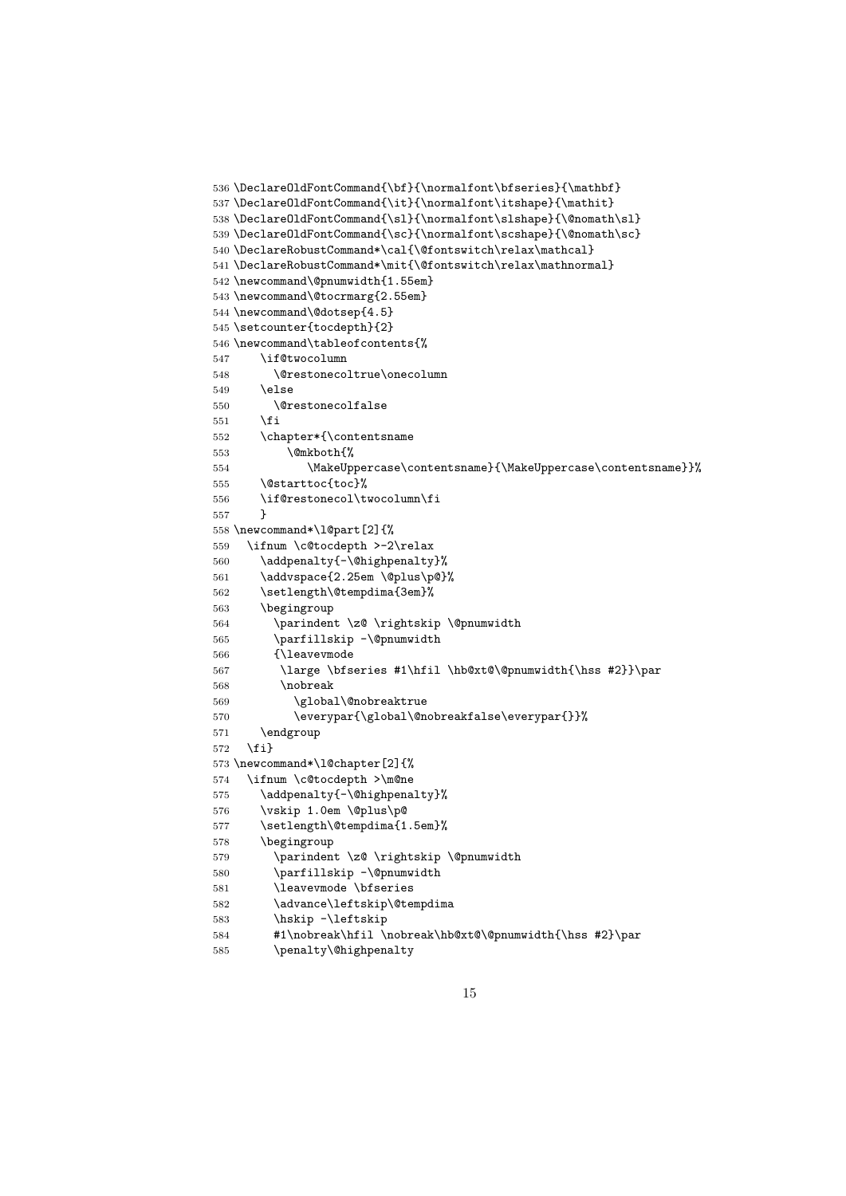```
536 \DeclareOldFontCommand{\bf}{\normalfont\bfseries}{\mathbf}
537 \DeclareOldFontCommand{\it}{\normalfont\itshape}{\mathit}
538 \DeclareOldFontCommand{\sl}{\normalfont\slshape}{\@nomath\sl}
539 \DeclareOldFontCommand{\sc}{\normalfont\scshape}{\@nomath\sc}
540 \DeclareRobustCommand*\cal{\@fontswitch\relax\mathcal}
541 \DeclareRobustCommand*\mit{\@fontswitch\relax\mathnormal}
542 \newcommand\@pnumwidth{1.55em}
543 \newcommand\@tocrmarg{2.55em}
544 \newcommand\@dotsep{4.5}
545 \setcounter{tocdepth}{2}
546 \newcommand\tableofcontents{%
547     \if@twocolumn
548       \@restonecoltrue\onecolumn
549     \else
550       \@restonecolfalse
551     \fi
552     \chapter*{\contentsname
553         \@mkboth{%
554            \MakeUppercase\contentsname}{\MakeUppercase\contentsname}}%
555     \@starttoc{toc}%
556     \if@restonecol\twocolumn\fi
557     }
558 \newcommand*\l@part[2]{%
559   \ifnum \c@tocdepth >-2\relax
560     \addpenalty{-\@highpenalty}%
561     \addvspace{2.25em \@plus\p@}%
562     \setlength\@tempdima{3em}%
563     \begingroup
564       \parindent \z@ \rightskip \@pnumwidth
565       \parfillskip -\@pnumwidth
566       {\leavevmode
567        \large \bfseries #1\hfil \hb@xt@\@pnumwidth{\hss #2}}\par
568        \nobreak
569          \global\@nobreaktrue
570          \everypar{\global\@nobreakfalse\everypar{}}%
571     \endgroup
572   \fi}
573 \newcommand*\l@chapter[2]{%
574   \ifnum \c@tocdepth >\m@ne
575     \addpenalty{-\@highpenalty}%
576     \vskip 1.0em \@plus\p@
577     \setlength\@tempdima{1.5em}%
578     \begingroup
579       \parindent \z@ \rightskip \@pnumwidth
580       \parfillskip -\@pnumwidth
581       \leavevmode \bfseries
582       \advance\leftskip\@tempdima
583       \hskip -\leftskip
584       #1\nobreak\hfil \nobreak\hb@xt@\@pnumwidth{\hss #2}\par
585       \penalty\@highpenalty
```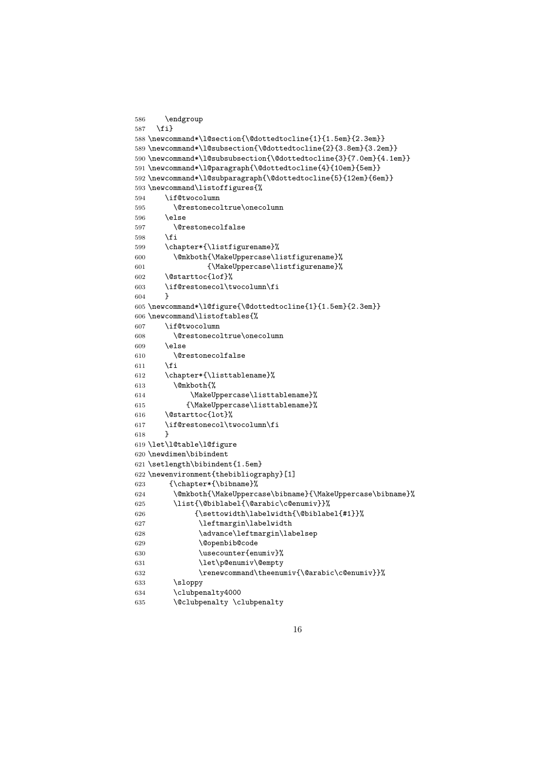```
586     \endgroup
587   \fi}
588 \newcommand*\l@section{\@dottedtocline{1}{1.5em}{2.3em}}
589 \newcommand*\l@subsection{\@dottedtocline{2}{3.8em}{3.2em}}
590 \newcommand*\l@subsubsection{\@dottedtocline{3}{7.0em}{4.1em}}
591 \newcommand*\l@paragraph{\@dottedtocline{4}{10em}{5em}}
592 \newcommand*\l@subparagraph{\@dottedtocline{5}{12em}{6em}}
593 \newcommand\listoffigures{%
594     \if@twocolumn
595       \@restonecoltrue\onecolumn
596     \else
597       \@restonecolfalse
598     \fi
599     \chapter*{\listfigurename}%
600       \@mkboth{\MakeUppercase\listfigurename}%
601               {\MakeUppercase\listfigurename}%
602     \@starttoc{lof}%
603     \if@restonecol\twocolumn\fi
604     }
605 \newcommand*\l@figure{\@dottedtocline{1}{1.5em}{2.3em}}
606 \newcommand\listoftables{%
607     \if@twocolumn
608       \@restonecoltrue\onecolumn
609     \else
610       \@restonecolfalse
611     \fi
612     \chapter*{\listtablename}%
613       \@mkboth{%
614           \MakeUppercase\listtablename}%
615          {\MakeUppercase\listtablename}%
616     \@starttoc{lot}%
617     \if@restonecol\twocolumn\fi
618     }
619 \let\l@table\l@figure
620 \newdimen\bibindent
621 \setlength\bibindent{1.5em}
622 \newenvironment{thebibliography}[1]
623      {\chapter*{\bibname}%
624       \@mkboth{\MakeUppercase\bibname}{\MakeUppercase\bibname}%
625       \list{\@biblabel{\@arabic\c@enumiv}}%
626            {\settowidth\labelwidth{\@biblabel{#1}}%
627             \leftmargin\labelwidth
628             \advance\leftmargin\labelsep
629             \@openbib@code
630             \usecounter{enumiv}%
631             \let\p@enumiv\@empty
632             \renewcommand\theenumiv{\@arabic\c@enumiv}}%
633       \sloppy
634       \clubpenalty4000
635       \@clubpenalty \clubpenalty
```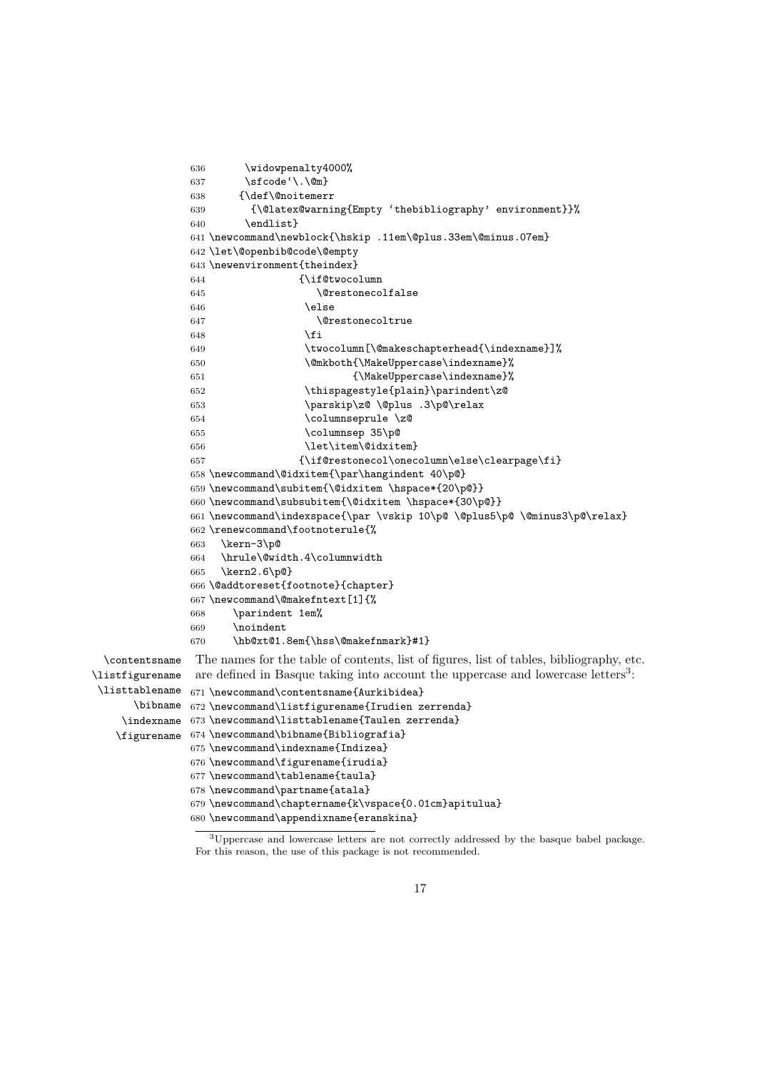```
636      \widowpenalty4000%
637      \sfcode`\.\@m}
638     {\def\@noitemerr
639       {\@latex@warning{Empty `thebibliography' environment}}%
640      \endlist}
641 \newcommand\newblock{\hskip .11em\@plus.33em\@minus.07em}
642 \let\@openbib@code\@empty
643 \newenvironment{theindex}
644                {\if@twocolumn
645                   \@restonecolfalse
646                 \else
647                   \@restonecoltrue
648                 \fi
649                 \twocolumn[\@makeschapterhead{\indexname}]%
650                 \@mkboth{\MakeUppercase\indexname}%
651                         {\MakeUppercase\indexname}%
652                 \thispagestyle{plain}\parindent\z@
653                 \parskip\z@ \@plus .3\p@\relax
654                 \columnseprule \z@
655                 \columnsep 35\p@
656                 \let\item\@idxitem}
657                {\if@restonecol\onecolumn\else\clearpage\fi}
658 \newcommand\@idxitem{\par\hangindent 40\p@}
659 \newcommand\subitem{\@idxitem \hspace*{20\p@}}
660 \newcommand\subsubitem{\@idxitem \hspace*{30\p@}}
661 \newcommand\indexspace{\par \vskip 10\p@ \@plus5\p@ \@minus3\p@\relax}
662 \renewcommand\footnoterule{%
663   \kern-3\p@
664   \hrule\@width.4\columnwidth
665   \kern2.6\p@}
666 \@addtoreset{footnote}{chapter}
667 \newcommand\@makefntext[1]{%
668     \parindent 1em%
669     \noindent
670     \hb@xt@1.8em{\hss\@makefnmark}#1}
```

\contentsname \listfigurename \listtablename \bibname \indexname \figurename

The names for the table of contents, list of figures, list of tables, bibliography, etc. are defined in Basque taking into account the uppercase and lowercase letters[3]:

```
671 \newcommand\contentsname{Aurkibidea}
672 \newcommand\listfigurename{Irudien zerrenda}
673 \newcommand\listtablename{Taulen zerrenda}
674 \newcommand\bibname{Bibliografia}
675 \newcommand\indexname{Indizea}
676 \newcommand\figurename{irudia}
677 \newcommand\tablename{taula}
678 \newcommand\partname{atala}
679 \newcommand\chaptername{k\vspace{0.01cm}apitulua}
680 \newcommand\appendixname{eranskina}
```

[3] Uppercase and lowercase letters are not correctly addressed by the basque babel package. For this reason, the use of this package is not recommended.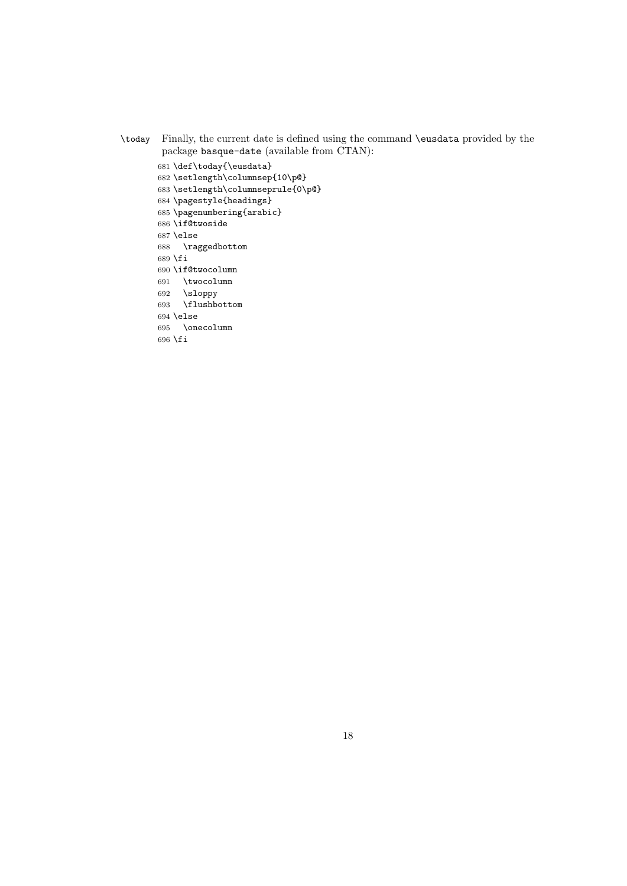`\today` Finally, the current date is defined using the command `\eusdata` provided by the package `basque-date` (available from CTAN):

```
681 \def\today{\eusdata}
682 \setlength\columnsep{10\p@}
683 \setlength\columnseprule{0\p@}
684 \pagestyle{headings}
685 \pagenumbering{arabic}
686 \if@twoside
687 \else
688   \raggedbottom
689 \fi
690 \if@twocolumn
691   \twocolumn
692   \sloppy
693   \flushbottom
694 \else
695   \onecolumn
696 \fi
```